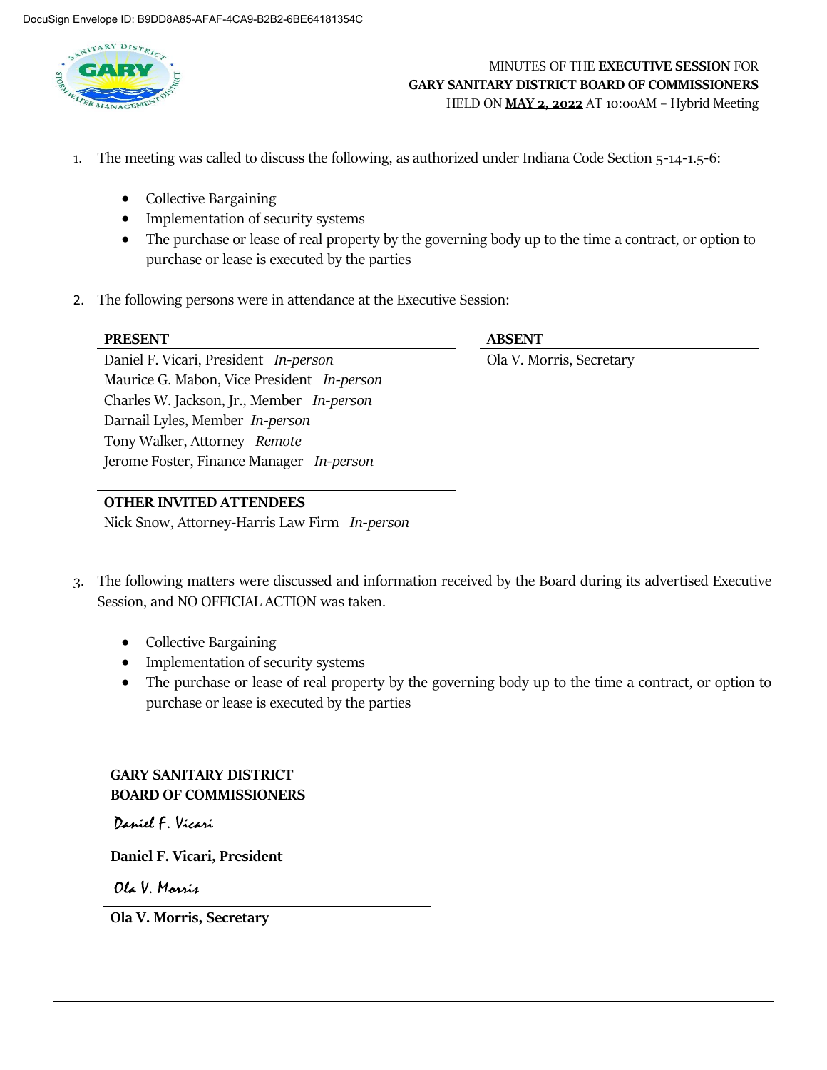DocuSign Envelope ID: B9DD8A85-AFAF-4CA9-B2B2-6BE64181354C

MINUTES OF THE **EXECUTIVE SESSION** FOR
**GARY SANITARY DISTRICT BOARD OF COMMISSIONERS**
HELD ON **MAY 2, 2022** AT 10:00AM – Hybrid Meeting

1. The meeting was called to discuss the following, as authorized under Indiana Code Section 5-14-1.5-6:

   - Collective Bargaining
   - Implementation of security systems
   - The purchase or lease of real property by the governing body up to the time a contract, or option to purchase or lease is executed by the parties

2. The following persons were in attendance at the Executive Session:

| PRESENT | ABSENT |
|---|---|
| Daniel F. Vicari, President *In-person* | Ola V. Morris, Secretary |
| Maurice G. Mabon, Vice President *In-person* | |
| Charles W. Jackson, Jr., Member *In-person* | |
| Darnail Lyles, Member *In-person* | |
| Tony Walker, Attorney *Remote* | |
| Jerome Foster, Finance Manager *In-person* | |

**OTHER INVITED ATTENDEES**

Nick Snow, Attorney-Harris Law Firm *In-person*

3. The following matters were discussed and information received by the Board during its advertised Executive Session, and NO OFFICIAL ACTION was taken.

   - Collective Bargaining
   - Implementation of security systems
   - The purchase or lease of real property by the governing body up to the time a contract, or option to purchase or lease is executed by the parties

**GARY SANITARY DISTRICT**
**BOARD OF COMMISSIONERS**

Daniel F. Vicari

**Daniel F. Vicari, President**

Ola V. Morris

**Ola V. Morris, Secretary**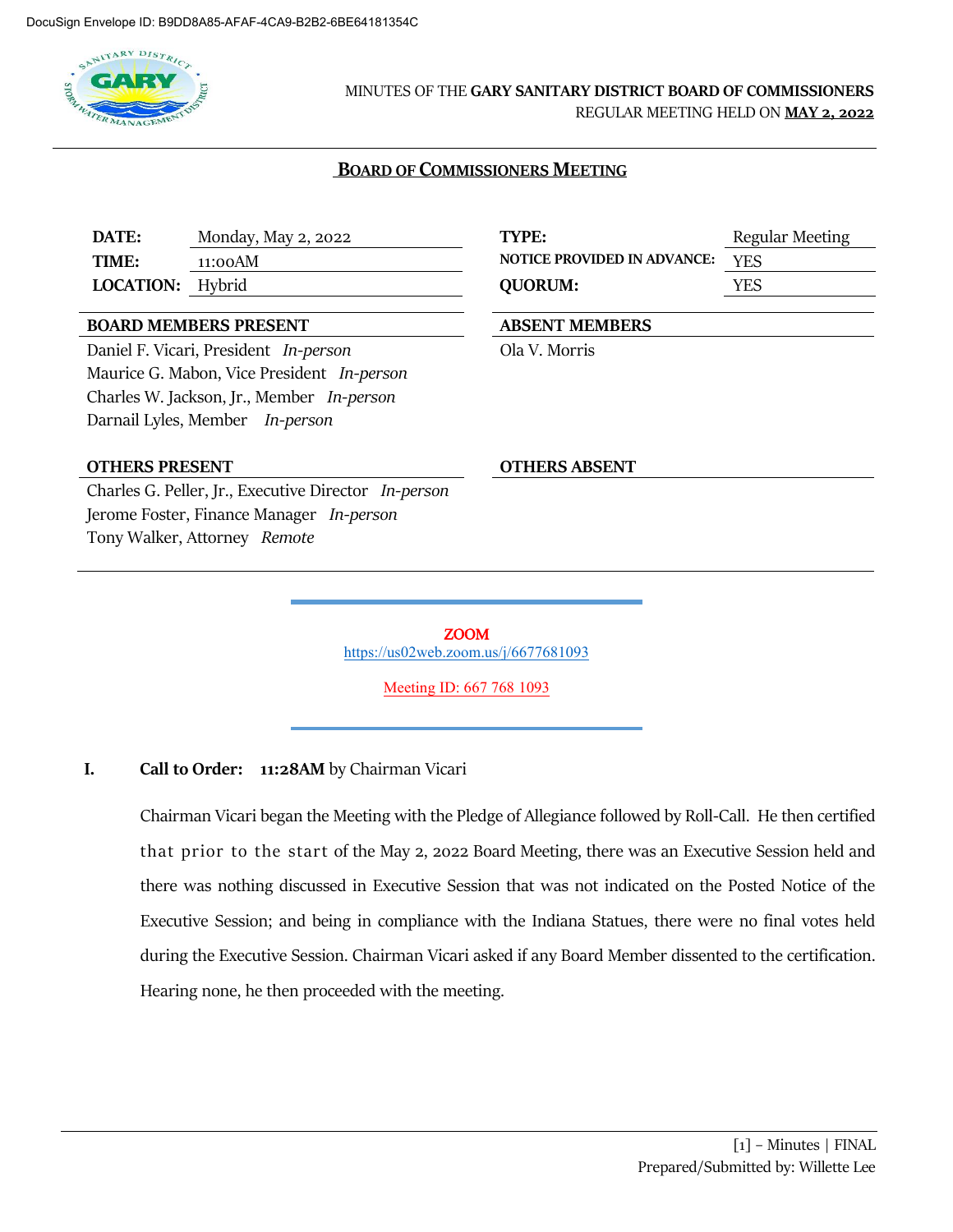DocuSign Envelope ID: B9DD8A85-AFAF-4CA9-B2B2-6BE64181354C

MINUTES OF THE **GARY SANITARY DISTRICT BOARD OF COMMISSIONERS**
REGULAR MEETING HELD ON **MAY 2, 2022**

## BOARD OF COMMISSIONERS MEETING

| | | | |
|---|---|---|---|
| **DATE:** | Monday, May 2, 2022 | **TYPE:** | Regular Meeting |
| **TIME:** | 11:00AM | **NOTICE PROVIDED IN ADVANCE:** | YES |
| **LOCATION:** | Hybrid | **QUORUM:** | YES |

**BOARD MEMBERS PRESENT**

Daniel F. Vicari, President *In-person*
Maurice G. Mabon, Vice President *In-person*
Charles W. Jackson, Jr., Member *In-person*
Darnail Lyles, Member *In-person*

**ABSENT MEMBERS**

Ola V. Morris

**OTHERS PRESENT**

Charles G. Peller, Jr., Executive Director *In-person*
Jerome Foster, Finance Manager *In-person*
Tony Walker, Attorney *Remote*

**OTHERS ABSENT**

ZOOM
https://us02web.zoom.us/j/6677681093

Meeting ID: 667 768 1093

**I. Call to Order: 11:28AM** by Chairman Vicari

Chairman Vicari began the Meeting with the Pledge of Allegiance followed by Roll-Call. He then certified that prior to the start of the May 2, 2022 Board Meeting, there was an Executive Session held and there was nothing discussed in Executive Session that was not indicated on the Posted Notice of the Executive Session; and being in compliance with the Indiana Statues, there were no final votes held during the Executive Session. Chairman Vicari asked if any Board Member dissented to the certification. Hearing none, he then proceeded with the meeting.

[1] – Minutes | FINAL
Prepared/Submitted by: Willette Lee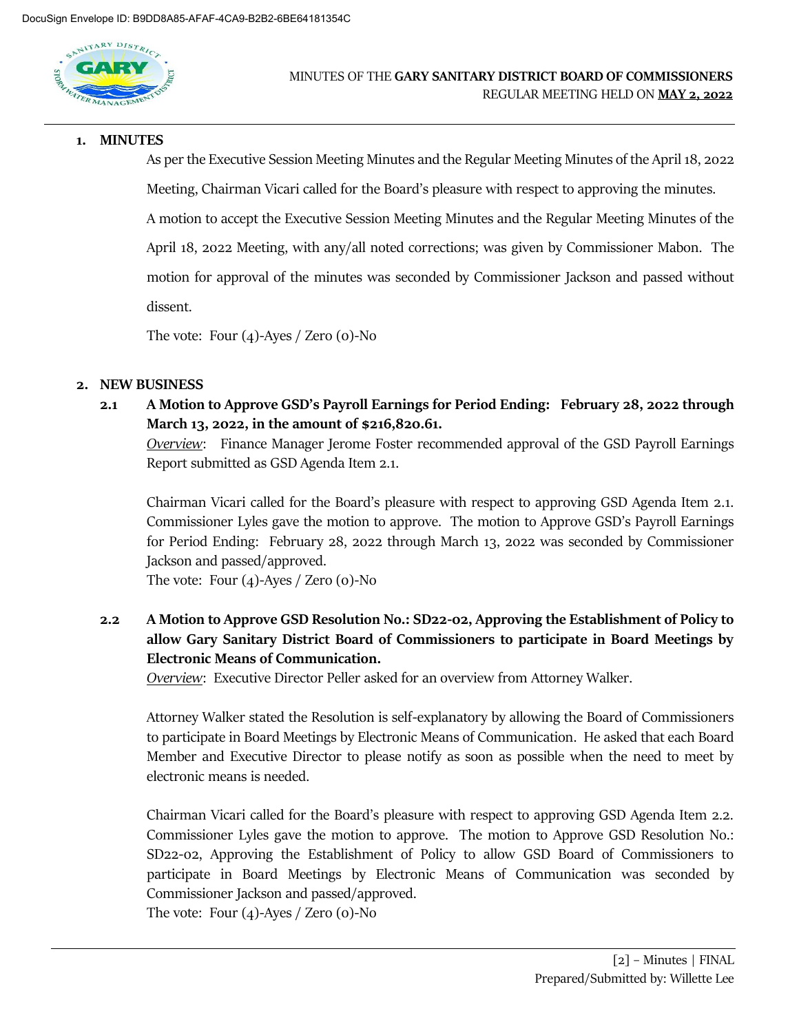## 1. MINUTES

As per the Executive Session Meeting Minutes and the Regular Meeting Minutes of the April 18, 2022 Meeting, Chairman Vicari called for the Board's pleasure with respect to approving the minutes.

A motion to accept the Executive Session Meeting Minutes and the Regular Meeting Minutes of the April 18, 2022 Meeting, with any/all noted corrections; was given by Commissioner Mabon. The motion for approval of the minutes was seconded by Commissioner Jackson and passed without dissent.

The vote: Four (4)-Ayes / Zero (0)-No

## 2. NEW BUSINESS

### 2.1 A Motion to Approve GSD's Payroll Earnings for Period Ending: February 28, 2022 through March 13, 2022, in the amount of $216,820.61.

*Overview*: Finance Manager Jerome Foster recommended approval of the GSD Payroll Earnings Report submitted as GSD Agenda Item 2.1.

Chairman Vicari called for the Board's pleasure with respect to approving GSD Agenda Item 2.1. Commissioner Lyles gave the motion to approve. The motion to Approve GSD's Payroll Earnings for Period Ending: February 28, 2022 through March 13, 2022 was seconded by Commissioner Jackson and passed/approved.
The vote: Four (4)-Ayes / Zero (0)-No

### 2.2 A Motion to Approve GSD Resolution No.: SD22-02, Approving the Establishment of Policy to allow Gary Sanitary District Board of Commissioners to participate in Board Meetings by Electronic Means of Communication.

*Overview*: Executive Director Peller asked for an overview from Attorney Walker.

Attorney Walker stated the Resolution is self-explanatory by allowing the Board of Commissioners to participate in Board Meetings by Electronic Means of Communication. He asked that each Board Member and Executive Director to please notify as soon as possible when the need to meet by electronic means is needed.

Chairman Vicari called for the Board's pleasure with respect to approving GSD Agenda Item 2.2. Commissioner Lyles gave the motion to approve. The motion to Approve GSD Resolution No.: SD22-02, Approving the Establishment of Policy to allow GSD Board of Commissioners to participate in Board Meetings by Electronic Means of Communication was seconded by Commissioner Jackson and passed/approved.
The vote: Four (4)-Ayes / Zero (0)-No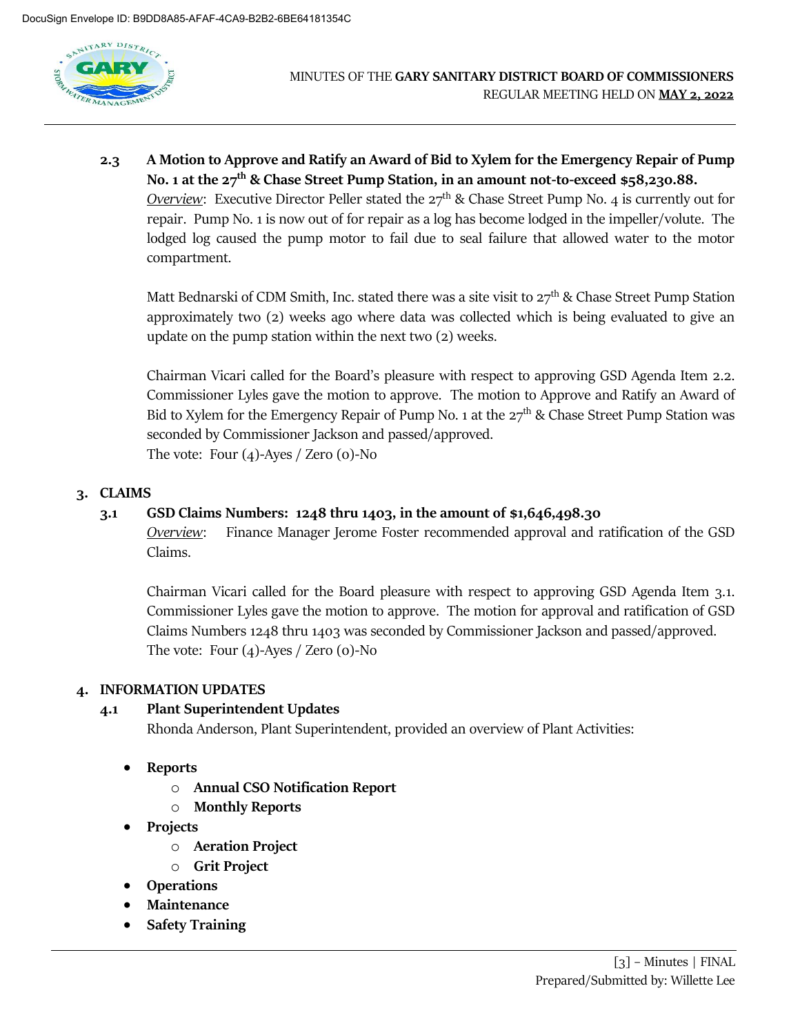**2.3 A Motion to Approve and Ratify an Award of Bid to Xylem for the Emergency Repair of Pump No. 1 at the 27th & Chase Street Pump Station, in an amount not-to-exceed $58,230.88.**

*Overview*: Executive Director Peller stated the 27th & Chase Street Pump No. 4 is currently out for repair. Pump No. 1 is now out of for repair as a log has become lodged in the impeller/volute. The lodged log caused the pump motor to fail due to seal failure that allowed water to the motor compartment.

Matt Bednarski of CDM Smith, Inc. stated there was a site visit to 27th & Chase Street Pump Station approximately two (2) weeks ago where data was collected which is being evaluated to give an update on the pump station within the next two (2) weeks.

Chairman Vicari called for the Board's pleasure with respect to approving GSD Agenda Item 2.2. Commissioner Lyles gave the motion to approve. The motion to Approve and Ratify an Award of Bid to Xylem for the Emergency Repair of Pump No. 1 at the 27th & Chase Street Pump Station was seconded by Commissioner Jackson and passed/approved.
The vote: Four (4)-Ayes / Zero (0)-No

## 3. CLAIMS

**3.1 GSD Claims Numbers: 1248 thru 1403, in the amount of $1,646,498.30**

*Overview*: Finance Manager Jerome Foster recommended approval and ratification of the GSD Claims.

Chairman Vicari called for the Board pleasure with respect to approving GSD Agenda Item 3.1. Commissioner Lyles gave the motion to approve. The motion for approval and ratification of GSD Claims Numbers 1248 thru 1403 was seconded by Commissioner Jackson and passed/approved.
The vote: Four (4)-Ayes / Zero (0)-No

## 4. INFORMATION UPDATES

**4.1 Plant Superintendent Updates**

Rhonda Anderson, Plant Superintendent, provided an overview of Plant Activities:

- **Reports**
  - **Annual CSO Notification Report**
  - **Monthly Reports**
- **Projects**
  - **Aeration Project**
  - **Grit Project**
- **Operations**
- **Maintenance**
- **Safety Training**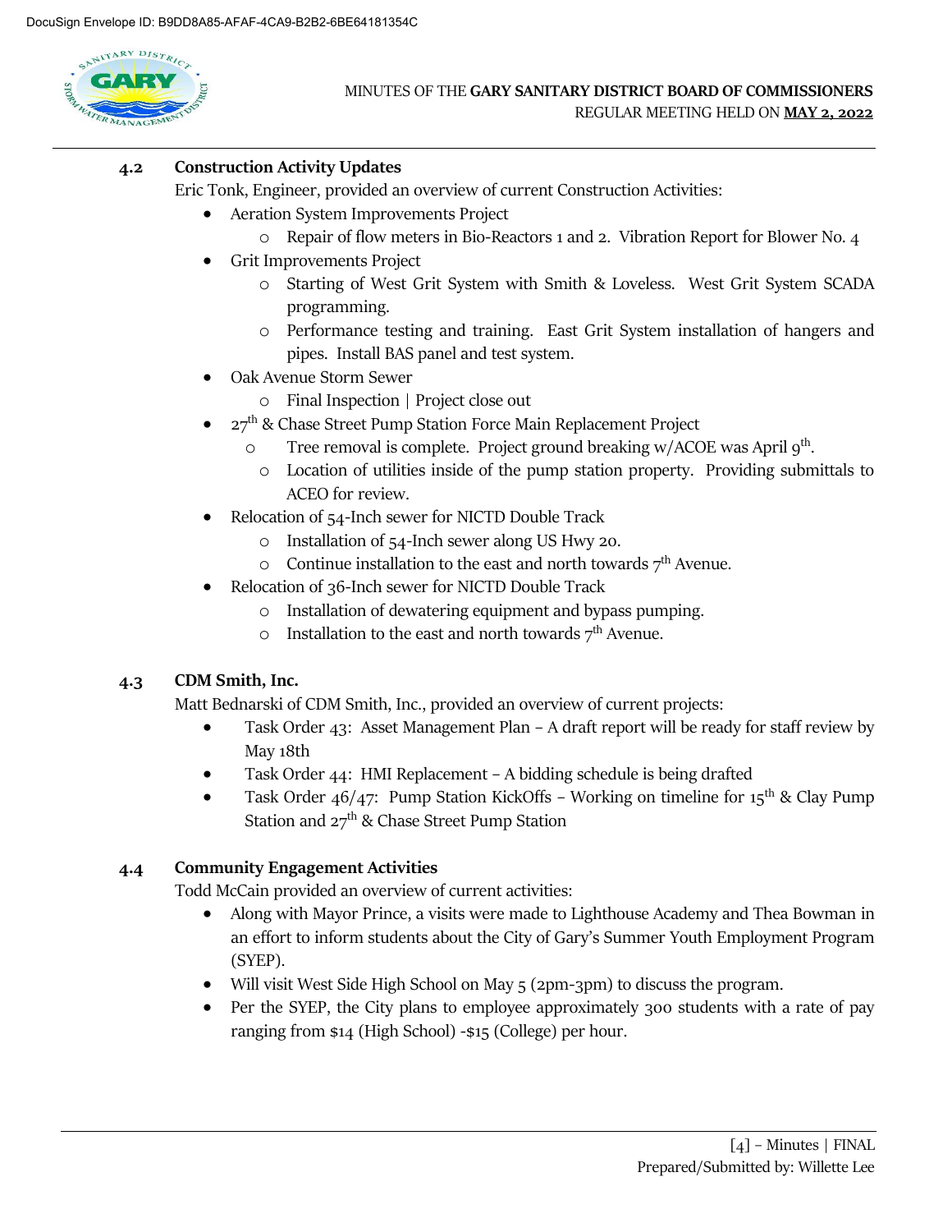### 4.2 Construction Activity Updates

Eric Tonk, Engineer, provided an overview of current Construction Activities:

- Aeration System Improvements Project
  - Repair of flow meters in Bio-Reactors 1 and 2. Vibration Report for Blower No. 4
- Grit Improvements Project
  - Starting of West Grit System with Smith & Loveless. West Grit System SCADA programming.
  - Performance testing and training. East Grit System installation of hangers and pipes. Install BAS panel and test system.
- Oak Avenue Storm Sewer
  - Final Inspection | Project close out
- 27th & Chase Street Pump Station Force Main Replacement Project
  - Tree removal is complete. Project ground breaking w/ACOE was April 9th.
  - Location of utilities inside of the pump station property. Providing submittals to ACEO for review.
- Relocation of 54-Inch sewer for NICTD Double Track
  - Installation of 54-Inch sewer along US Hwy 20.
  - Continue installation to the east and north towards 7th Avenue.
- Relocation of 36-Inch sewer for NICTD Double Track
  - Installation of dewatering equipment and bypass pumping.
  - Installation to the east and north towards 7th Avenue.

### 4.3 CDM Smith, Inc.

Matt Bednarski of CDM Smith, Inc., provided an overview of current projects:

- Task Order 43: Asset Management Plan – A draft report will be ready for staff review by May 18th
- Task Order 44: HMI Replacement – A bidding schedule is being drafted
- Task Order 46/47: Pump Station KickOffs – Working on timeline for 15th & Clay Pump Station and 27th & Chase Street Pump Station

### 4.4 Community Engagement Activities

Todd McCain provided an overview of current activities:

- Along with Mayor Prince, a visits were made to Lighthouse Academy and Thea Bowman in an effort to inform students about the City of Gary's Summer Youth Employment Program (SYEP).
- Will visit West Side High School on May 5 (2pm-3pm) to discuss the program.
- Per the SYEP, the City plans to employee approximately 300 students with a rate of pay ranging from $14 (High School) -$15 (College) per hour.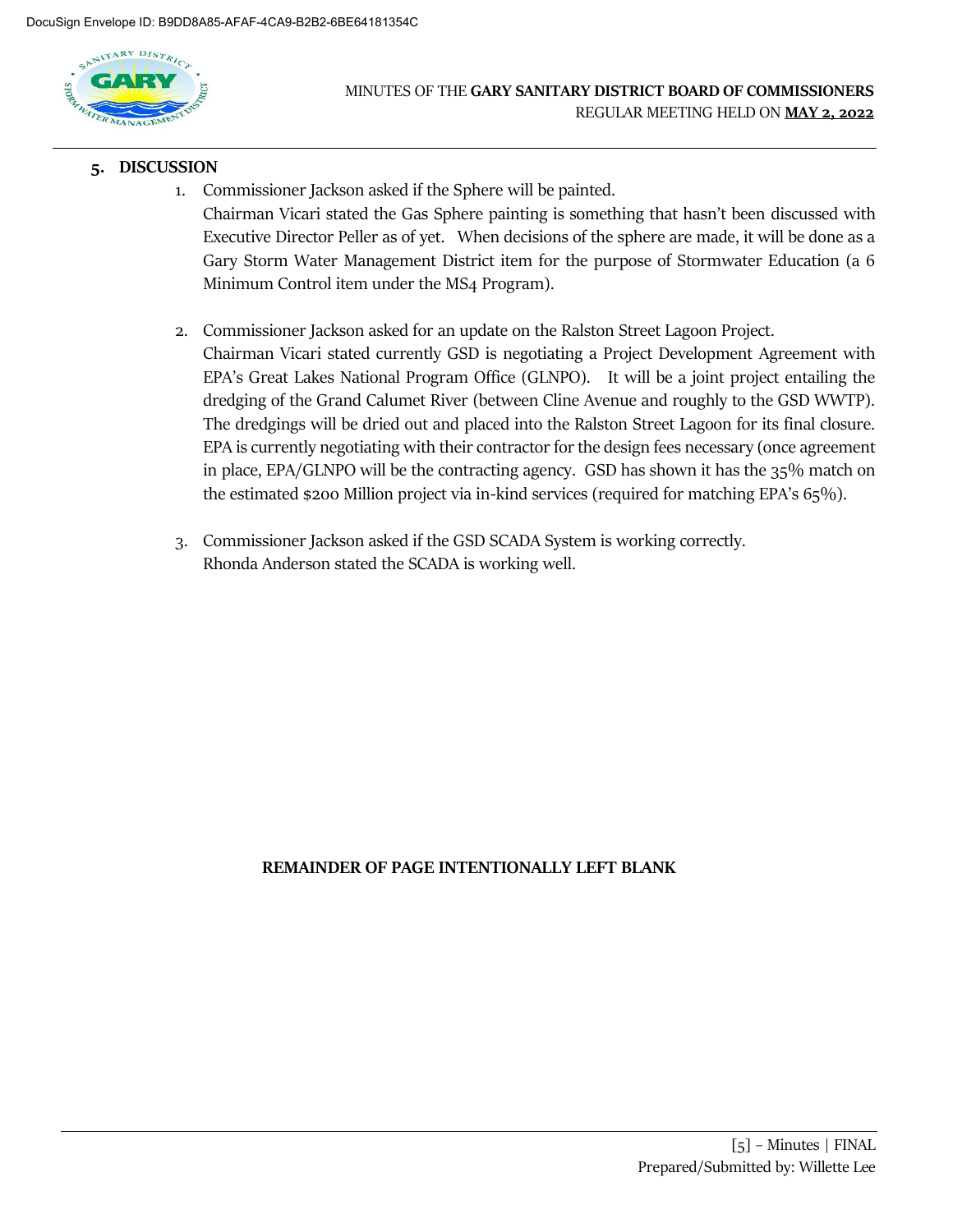## 5. DISCUSSION

1. Commissioner Jackson asked if the Sphere will be painted.
   Chairman Vicari stated the Gas Sphere painting is something that hasn't been discussed with Executive Director Peller as of yet. When decisions of the sphere are made, it will be done as a Gary Storm Water Management District item for the purpose of Stormwater Education (a 6 Minimum Control item under the MS4 Program).

2. Commissioner Jackson asked for an update on the Ralston Street Lagoon Project.
   Chairman Vicari stated currently GSD is negotiating a Project Development Agreement with EPA's Great Lakes National Program Office (GLNPO). It will be a joint project entailing the dredging of the Grand Calumet River (between Cline Avenue and roughly to the GSD WWTP). The dredgings will be dried out and placed into the Ralston Street Lagoon for its final closure. EPA is currently negotiating with their contractor for the design fees necessary (once agreement in place, EPA/GLNPO will be the contracting agency. GSD has shown it has the 35% match on the estimated $200 Million project via in-kind services (required for matching EPA's 65%).

3. Commissioner Jackson asked if the GSD SCADA System is working correctly.
   Rhonda Anderson stated the SCADA is working well.

**REMAINDER OF PAGE INTENTIONALLY LEFT BLANK**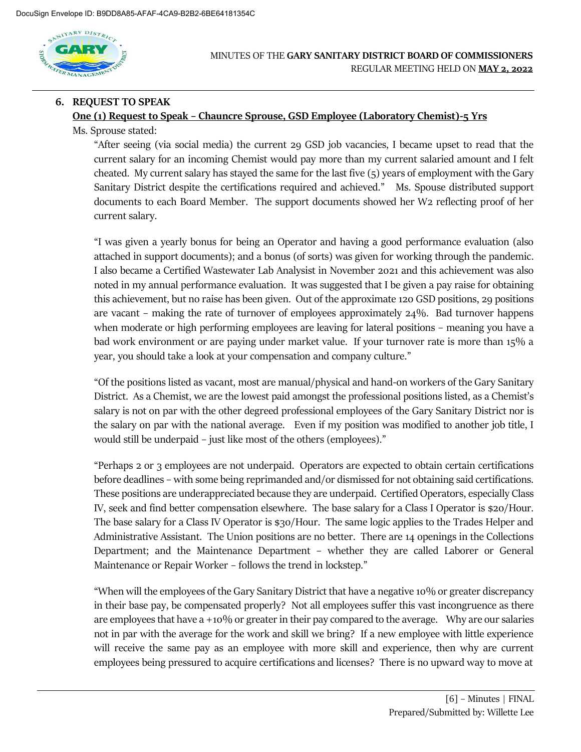## 6. REQUEST TO SPEAK

**One (1) Request to Speak – Chauncre Sprouse, GSD Employee (Laboratory Chemist)-5 Yrs**

Ms. Sprouse stated:

"After seeing (via social media) the current 29 GSD job vacancies, I became upset to read that the current salary for an incoming Chemist would pay more than my current salaried amount and I felt cheated. My current salary has stayed the same for the last five (5) years of employment with the Gary Sanitary District despite the certifications required and achieved." Ms. Spouse distributed support documents to each Board Member. The support documents showed her W2 reflecting proof of her current salary.

"I was given a yearly bonus for being an Operator and having a good performance evaluation (also attached in support documents); and a bonus (of sorts) was given for working through the pandemic. I also became a Certified Wastewater Lab Analyst in November 2021 and this achievement was also noted in my annual performance evaluation. It was suggested that I be given a pay raise for obtaining this achievement, but no raise has been given. Out of the approximate 120 GSD positions, 29 positions are vacant – making the rate of turnover of employees approximately 24%. Bad turnover happens when moderate or high performing employees are leaving for lateral positions – meaning you have a bad work environment or are paying under market value. If your turnover rate is more than 15% a year, you should take a look at your compensation and company culture."

"Of the positions listed as vacant, most are manual/physical and hand-on workers of the Gary Sanitary District. As a Chemist, we are the lowest paid amongst the professional positions listed, as a Chemist's salary is not on par with the other degreed professional employees of the Gary Sanitary District nor is the salary on par with the national average. Even if my position was modified to another job title, I would still be underpaid – just like most of the others (employees)."

"Perhaps 2 or 3 employees are not underpaid. Operators are expected to obtain certain certifications before deadlines – with some being reprimanded and/or dismissed for not obtaining said certifications. These positions are underappreciated because they are underpaid. Certified Operators, especially Class IV, seek and find better compensation elsewhere. The base salary for a Class I Operator is $20/Hour. The base salary for a Class IV Operator is $30/Hour. The same logic applies to the Trades Helper and Administrative Assistant. The Union positions are no better. There are 14 openings in the Collections Department; and the Maintenance Department – whether they are called Laborer or General Maintenance or Repair Worker – follows the trend in lockstep."

"When will the employees of the Gary Sanitary District that have a negative 10% or greater discrepancy in their base pay, be compensated properly? Not all employees suffer this vast incongruence as there are employees that have a +10% or greater in their pay compared to the average. Why are our salaries not in par with the average for the work and skill we bring? If a new employee with little experience will receive the same pay as an employee with more skill and experience, then why are current employees being pressured to acquire certifications and licenses? There is no upward way to move at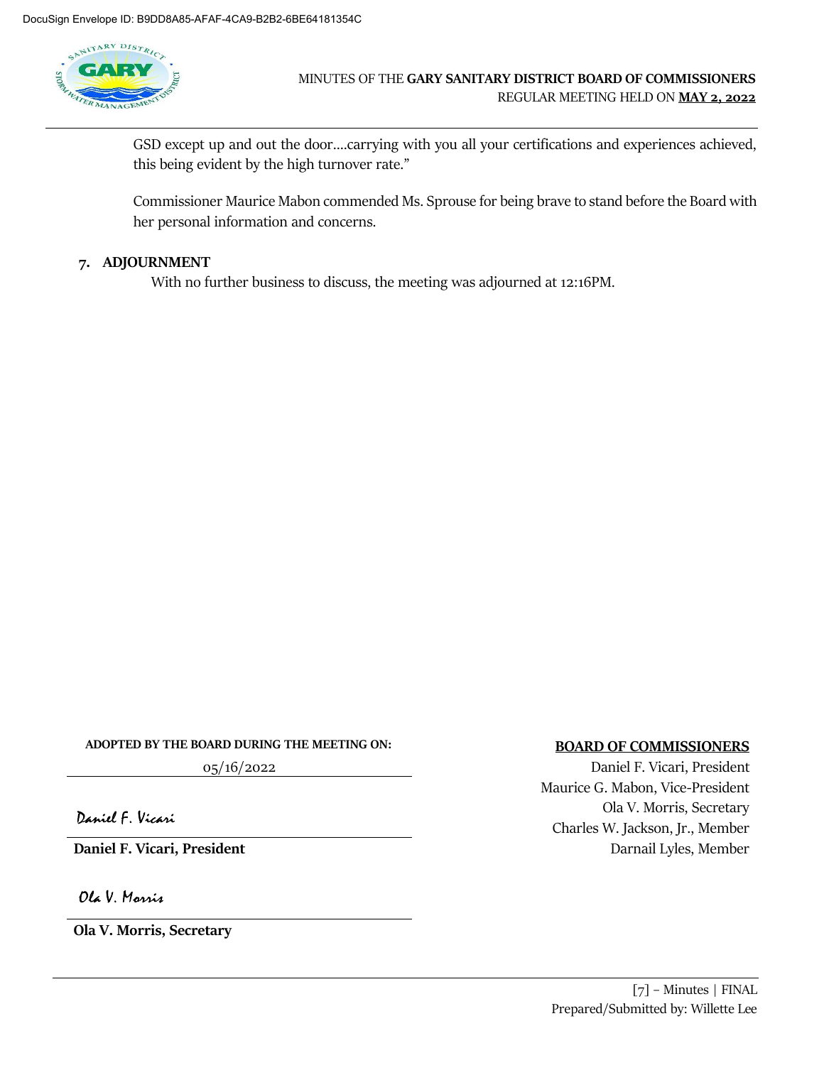GSD except up and out the door....carrying with you all your certifications and experiences achieved, this being evident by the high turnover rate."

Commissioner Maurice Mabon commended Ms. Sprouse for being brave to stand before the Board with her personal information and concerns.

**7. ADJOURNMENT**

With no further business to discuss, the meeting was adjourned at 12:16PM.

**ADOPTED BY THE BOARD DURING THE MEETING ON:**

05/16/2022

*Daniel F. Vicari*

**Daniel F. Vicari, President**

*Ola V. Morris*

**Ola V. Morris, Secretary**

**BOARD OF COMMISSIONERS**

Daniel F. Vicari, President
Maurice G. Mabon, Vice-President
Ola V. Morris, Secretary
Charles W. Jackson, Jr., Member
Darnail Lyles, Member

[7] – Minutes | FINAL
Prepared/Submitted by: Willette Lee